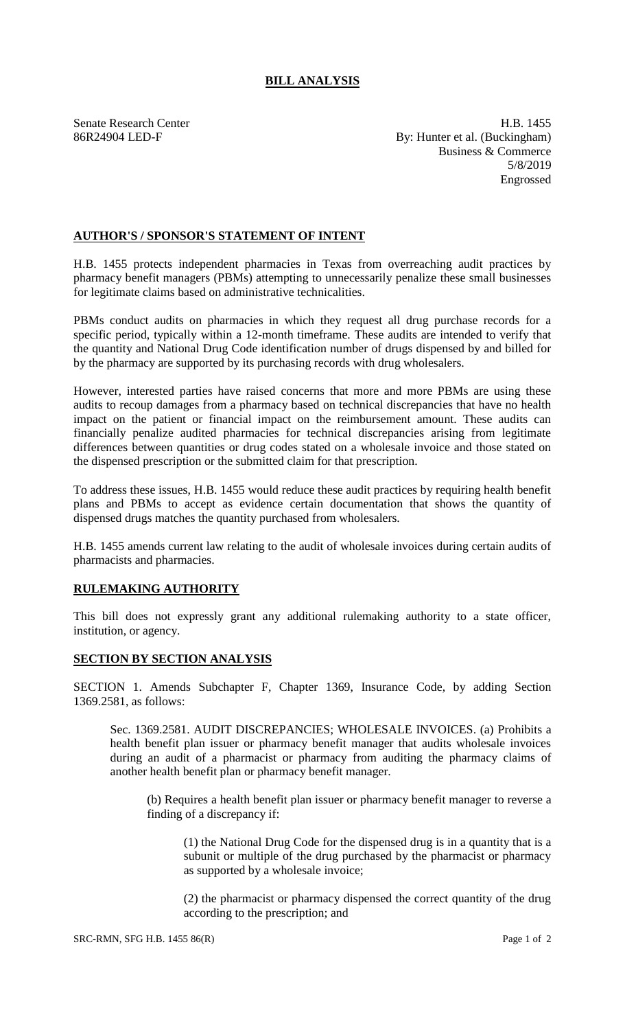# BILL ANALYSIS

Senate Research Center
86R24904 LED-F

H.B. 1455
By: Hunter et al. (Buckingham)
Business & Commerce
5/8/2019
Engrossed

## AUTHOR'S / SPONSOR'S STATEMENT OF INTENT

H.B. 1455 protects independent pharmacies in Texas from overreaching audit practices by pharmacy benefit managers (PBMs) attempting to unnecessarily penalize these small businesses for legitimate claims based on administrative technicalities.

PBMs conduct audits on pharmacies in which they request all drug purchase records for a specific period, typically within a 12-month timeframe. These audits are intended to verify that the quantity and National Drug Code identification number of drugs dispensed by and billed for by the pharmacy are supported by its purchasing records with drug wholesalers.

However, interested parties have raised concerns that more and more PBMs are using these audits to recoup damages from a pharmacy based on technical discrepancies that have no health impact on the patient or financial impact on the reimbursement amount. These audits can financially penalize audited pharmacies for technical discrepancies arising from legitimate differences between quantities or drug codes stated on a wholesale invoice and those stated on the dispensed prescription or the submitted claim for that prescription.

To address these issues, H.B. 1455 would reduce these audit practices by requiring health benefit plans and PBMs to accept as evidence certain documentation that shows the quantity of dispensed drugs matches the quantity purchased from wholesalers.

H.B. 1455 amends current law relating to the audit of wholesale invoices during certain audits of pharmacists and pharmacies.

## RULEMAKING AUTHORITY

This bill does not expressly grant any additional rulemaking authority to a state officer, institution, or agency.

## SECTION BY SECTION ANALYSIS

SECTION 1. Amends Subchapter F, Chapter 1369, Insurance Code, by adding Section 1369.2581, as follows:

Sec. 1369.2581. AUDIT DISCREPANCIES; WHOLESALE INVOICES. (a) Prohibits a health benefit plan issuer or pharmacy benefit manager that audits wholesale invoices during an audit of a pharmacist or pharmacy from auditing the pharmacy claims of another health benefit plan or pharmacy benefit manager.

(b) Requires a health benefit plan issuer or pharmacy benefit manager to reverse a finding of a discrepancy if:

(1) the National Drug Code for the dispensed drug is in a quantity that is a subunit or multiple of the drug purchased by the pharmacist or pharmacy as supported by a wholesale invoice;

(2) the pharmacist or pharmacy dispensed the correct quantity of the drug according to the prescription; and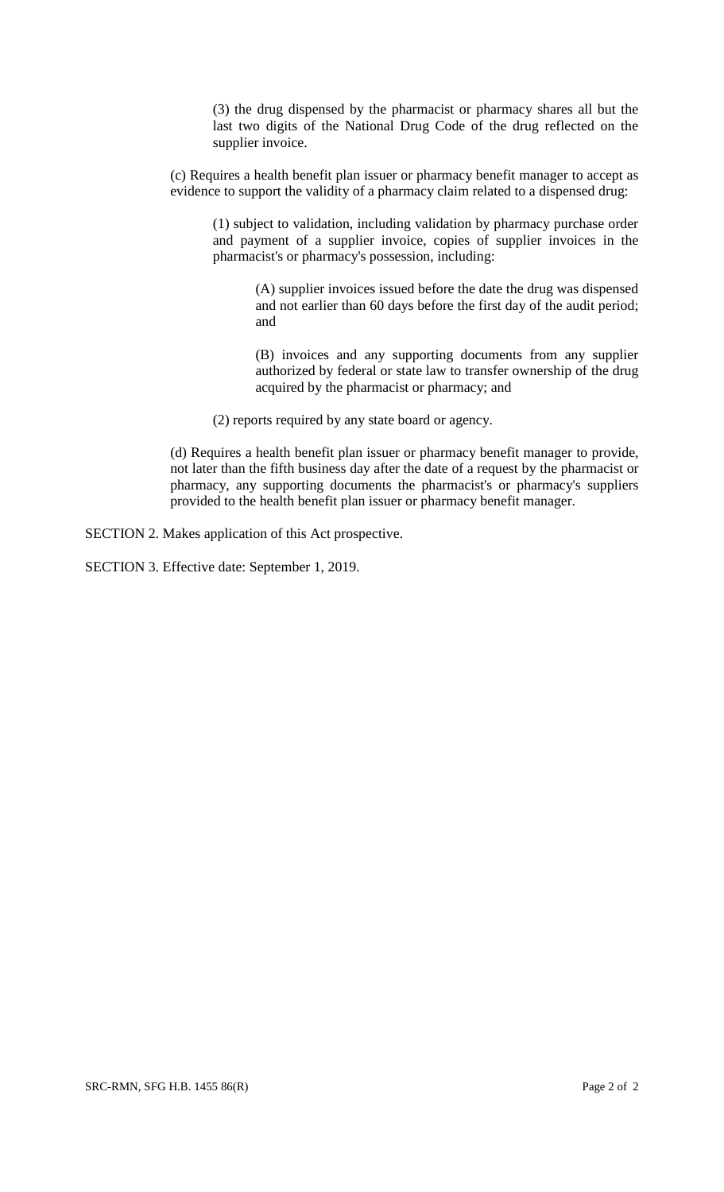(3) the drug dispensed by the pharmacist or pharmacy shares all but the last two digits of the National Drug Code of the drug reflected on the supplier invoice.

(c) Requires a health benefit plan issuer or pharmacy benefit manager to accept as evidence to support the validity of a pharmacy claim related to a dispensed drug:

(1) subject to validation, including validation by pharmacy purchase order and payment of a supplier invoice, copies of supplier invoices in the pharmacist's or pharmacy's possession, including:

(A) supplier invoices issued before the date the drug was dispensed and not earlier than 60 days before the first day of the audit period; and

(B) invoices and any supporting documents from any supplier authorized by federal or state law to transfer ownership of the drug acquired by the pharmacist or pharmacy; and

(2) reports required by any state board or agency.

(d) Requires a health benefit plan issuer or pharmacy benefit manager to provide, not later than the fifth business day after the date of a request by the pharmacist or pharmacy, any supporting documents the pharmacist's or pharmacy's suppliers provided to the health benefit plan issuer or pharmacy benefit manager.

SECTION 2. Makes application of this Act prospective.

SECTION 3. Effective date: September 1, 2019.